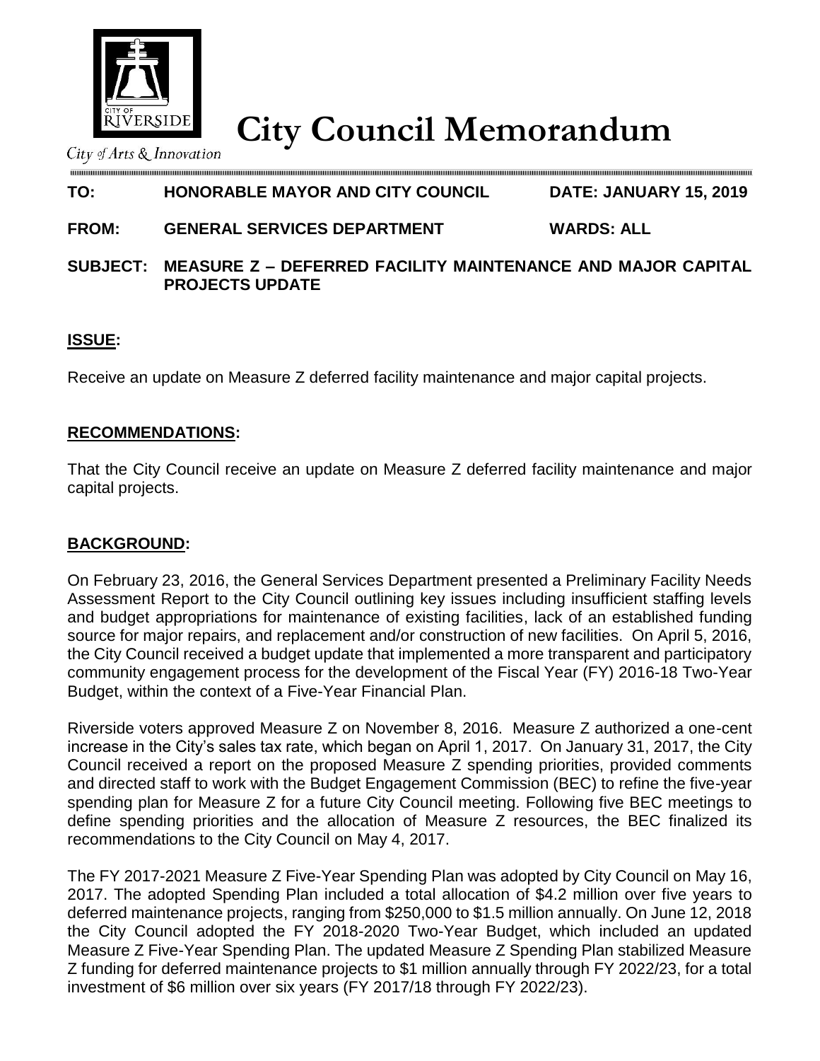# City Council Memorandum

City of Arts & Innovation

**TO: HONORABLE MAYOR AND CITY COUNCIL** **DATE: JANUARY 15, 2019**

**FROM: GENERAL SERVICES DEPARTMENT** **WARDS: ALL**

**SUBJECT: MEASURE Z – DEFERRED FACILITY MAINTENANCE AND MAJOR CAPITAL PROJECTS UPDATE**

## **ISSUE:**

Receive an update on Measure Z deferred facility maintenance and major capital projects.

## **RECOMMENDATIONS:**

That the City Council receive an update on Measure Z deferred facility maintenance and major capital projects.

## **BACKGROUND:**

On February 23, 2016, the General Services Department presented a Preliminary Facility Needs Assessment Report to the City Council outlining key issues including insufficient staffing levels and budget appropriations for maintenance of existing facilities, lack of an established funding source for major repairs, and replacement and/or construction of new facilities. On April 5, 2016, the City Council received a budget update that implemented a more transparent and participatory community engagement process for the development of the Fiscal Year (FY) 2016-18 Two-Year Budget, within the context of a Five-Year Financial Plan.

Riverside voters approved Measure Z on November 8, 2016. Measure Z authorized a one-cent increase in the City's sales tax rate, which began on April 1, 2017. On January 31, 2017, the City Council received a report on the proposed Measure Z spending priorities, provided comments and directed staff to work with the Budget Engagement Commission (BEC) to refine the five-year spending plan for Measure Z for a future City Council meeting. Following five BEC meetings to define spending priorities and the allocation of Measure Z resources, the BEC finalized its recommendations to the City Council on May 4, 2017.

The FY 2017-2021 Measure Z Five-Year Spending Plan was adopted by City Council on May 16, 2017. The adopted Spending Plan included a total allocation of $4.2 million over five years to deferred maintenance projects, ranging from $250,000 to $1.5 million annually. On June 12, 2018 the City Council adopted the FY 2018-2020 Two-Year Budget, which included an updated Measure Z Five-Year Spending Plan. The updated Measure Z Spending Plan stabilized Measure Z funding for deferred maintenance projects to $1 million annually through FY 2022/23, for a total investment of $6 million over six years (FY 2017/18 through FY 2022/23).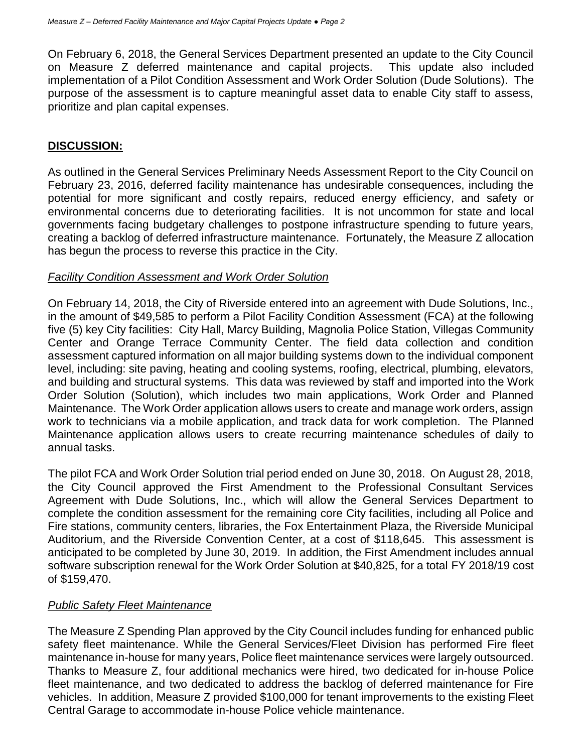On February 6, 2018, the General Services Department presented an update to the City Council on Measure Z deferred maintenance and capital projects. This update also included implementation of a Pilot Condition Assessment and Work Order Solution (Dude Solutions). The purpose of the assessment is to capture meaningful asset data to enable City staff to assess, prioritize and plan capital expenses.

## **DISCUSSION:**

As outlined in the General Services Preliminary Needs Assessment Report to the City Council on February 23, 2016, deferred facility maintenance has undesirable consequences, including the potential for more significant and costly repairs, reduced energy efficiency, and safety or environmental concerns due to deteriorating facilities. It is not uncommon for state and local governments facing budgetary challenges to postpone infrastructure spending to future years, creating a backlog of deferred infrastructure maintenance. Fortunately, the Measure Z allocation has begun the process to reverse this practice in the City.

### *Facility Condition Assessment and Work Order Solution*

On February 14, 2018, the City of Riverside entered into an agreement with Dude Solutions, Inc., in the amount of $49,585 to perform a Pilot Facility Condition Assessment (FCA) at the following five (5) key City facilities: City Hall, Marcy Building, Magnolia Police Station, Villegas Community Center and Orange Terrace Community Center. The field data collection and condition assessment captured information on all major building systems down to the individual component level, including: site paving, heating and cooling systems, roofing, electrical, plumbing, elevators, and building and structural systems. This data was reviewed by staff and imported into the Work Order Solution (Solution), which includes two main applications, Work Order and Planned Maintenance. The Work Order application allows users to create and manage work orders, assign work to technicians via a mobile application, and track data for work completion. The Planned Maintenance application allows users to create recurring maintenance schedules of daily to annual tasks.

The pilot FCA and Work Order Solution trial period ended on June 30, 2018. On August 28, 2018, the City Council approved the First Amendment to the Professional Consultant Services Agreement with Dude Solutions, Inc., which will allow the General Services Department to complete the condition assessment for the remaining core City facilities, including all Police and Fire stations, community centers, libraries, the Fox Entertainment Plaza, the Riverside Municipal Auditorium, and the Riverside Convention Center, at a cost of $118,645. This assessment is anticipated to be completed by June 30, 2019. In addition, the First Amendment includes annual software subscription renewal for the Work Order Solution at $40,825, for a total FY 2018/19 cost of $159,470.

### *Public Safety Fleet Maintenance*

The Measure Z Spending Plan approved by the City Council includes funding for enhanced public safety fleet maintenance. While the General Services/Fleet Division has performed Fire fleet maintenance in-house for many years, Police fleet maintenance services were largely outsourced. Thanks to Measure Z, four additional mechanics were hired, two dedicated for in-house Police fleet maintenance, and two dedicated to address the backlog of deferred maintenance for Fire vehicles. In addition, Measure Z provided $100,000 for tenant improvements to the existing Fleet Central Garage to accommodate in-house Police vehicle maintenance.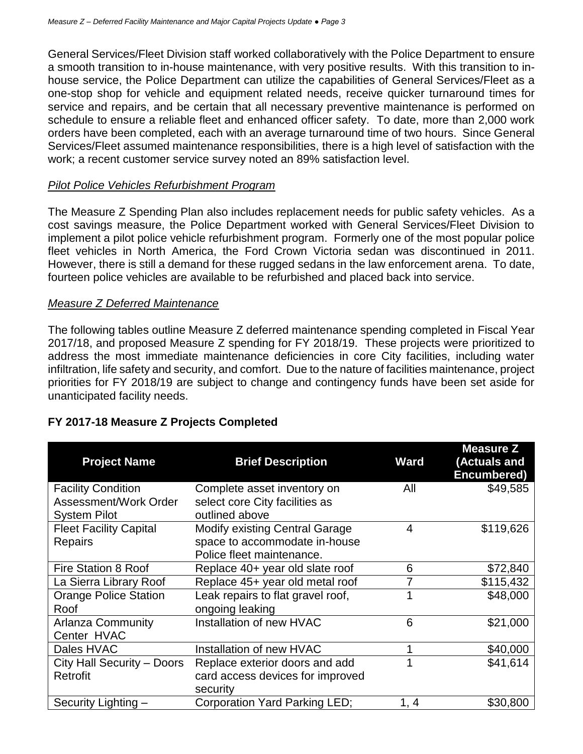General Services/Fleet Division staff worked collaboratively with the Police Department to ensure a smooth transition to in-house maintenance, with very positive results. With this transition to in-house service, the Police Department can utilize the capabilities of General Services/Fleet as a one-stop shop for vehicle and equipment related needs, receive quicker turnaround times for service and repairs, and be certain that all necessary preventive maintenance is performed on schedule to ensure a reliable fleet and enhanced officer safety. To date, more than 2,000 work orders have been completed, each with an average turnaround time of two hours. Since General Services/Fleet assumed maintenance responsibilities, there is a high level of satisfaction with the work; a recent customer service survey noted an 89% satisfaction level.

*Pilot Police Vehicles Refurbishment Program*

The Measure Z Spending Plan also includes replacement needs for public safety vehicles. As a cost savings measure, the Police Department worked with General Services/Fleet Division to implement a pilot police vehicle refurbishment program. Formerly one of the most popular police fleet vehicles in North America, the Ford Crown Victoria sedan was discontinued in 2011. However, there is still a demand for these rugged sedans in the law enforcement arena. To date, fourteen police vehicles are available to be refurbished and placed back into service.

*Measure Z Deferred Maintenance*

The following tables outline Measure Z deferred maintenance spending completed in Fiscal Year 2017/18, and proposed Measure Z spending for FY 2018/19. These projects were prioritized to address the most immediate maintenance deficiencies in core City facilities, including water infiltration, life safety and security, and comfort. Due to the nature of facilities maintenance, project priorities for FY 2018/19 are subject to change and contingency funds have been set aside for unanticipated facility needs.

**FY 2017-18 Measure Z Projects Completed**

| Project Name | Brief Description | Ward | Measure Z (Actuals and Encumbered) |
|---|---|---|---|
| Facility Condition Assessment/Work Order System Pilot | Complete asset inventory on select core City facilities as outlined above | All | $49,585 |
| Fleet Facility Capital Repairs | Modify existing Central Garage space to accommodate in-house Police fleet maintenance. | 4 | $119,626 |
| Fire Station 8 Roof | Replace 40+ year old slate roof | 6 | $72,840 |
| La Sierra Library Roof | Replace 45+ year old metal roof | 7 | $115,432 |
| Orange Police Station Roof | Leak repairs to flat gravel roof, ongoing leaking | 1 | $48,000 |
| Arlanza Community Center HVAC | Installation of new HVAC | 6 | $21,000 |
| Dales HVAC | Installation of new HVAC | 1 | $40,000 |
| City Hall Security – Doors Retrofit | Replace exterior doors and add card access devices for improved security | 1 | $41,614 |
| Security Lighting – | Corporation Yard Parking LED; | 1, 4 | $30,800 |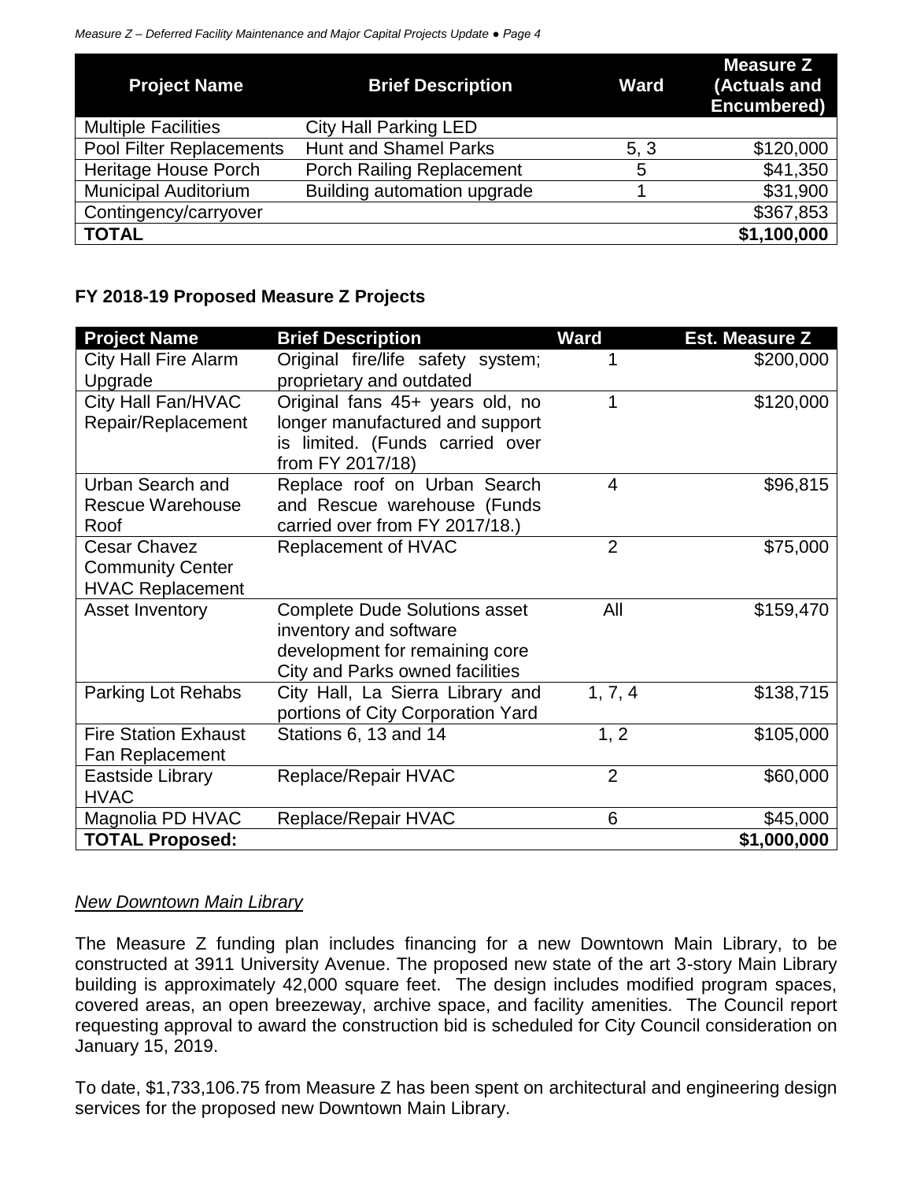| Project Name | Brief Description | Ward | Measure Z (Actuals and Encumbered) |
|---|---|---|---|
| Multiple Facilities | City Hall Parking LED | | |
| Pool Filter Replacements | Hunt and Shamel Parks | 5, 3 | $120,000 |
| Heritage House Porch | Porch Railing Replacement | 5 | $41,350 |
| Municipal Auditorium | Building automation upgrade | 1 | $31,900 |
| Contingency/carryover | | | $367,853 |
| **TOTAL** | | | **$1,100,000** |

**FY 2018-19 Proposed Measure Z Projects**

| Project Name | Brief Description | Ward | Est. Measure Z |
|---|---|---|---|
| City Hall Fire Alarm Upgrade | Original fire/life safety system; proprietary and outdated | 1 | $200,000 |
| City Hall Fan/HVAC Repair/Replacement | Original fans 45+ years old, no longer manufactured and support is limited. (Funds carried over from FY 2017/18) | 1 | $120,000 |
| Urban Search and Rescue Warehouse Roof | Replace roof on Urban Search and Rescue warehouse (Funds carried over from FY 2017/18.) | 4 | $96,815 |
| Cesar Chavez Community Center HVAC Replacement | Replacement of HVAC | 2 | $75,000 |
| Asset Inventory | Complete Dude Solutions asset inventory and software development for remaining core City and Parks owned facilities | All | $159,470 |
| Parking Lot Rehabs | City Hall, La Sierra Library and portions of City Corporation Yard | 1, 7, 4 | $138,715 |
| Fire Station Exhaust Fan Replacement | Stations 6, 13 and 14 | 1, 2 | $105,000 |
| Eastside Library HVAC | Replace/Repair HVAC | 2 | $60,000 |
| Magnolia PD HVAC | Replace/Repair HVAC | 6 | $45,000 |
| **TOTAL Proposed:** | | | **$1,000,000** |

*New Downtown Main Library*

The Measure Z funding plan includes financing for a new Downtown Main Library, to be constructed at 3911 University Avenue. The proposed new state of the art 3-story Main Library building is approximately 42,000 square feet. The design includes modified program spaces, covered areas, an open breezeway, archive space, and facility amenities. The Council report requesting approval to award the construction bid is scheduled for City Council consideration on January 15, 2019.

To date, $1,733,106.75 from Measure Z has been spent on architectural and engineering design services for the proposed new Downtown Main Library.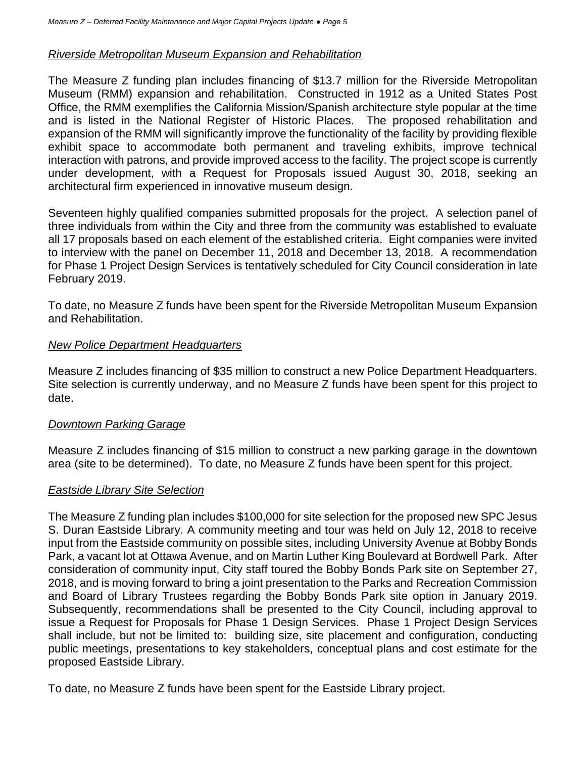*Riverside Metropolitan Museum Expansion and Rehabilitation*

The Measure Z funding plan includes financing of $13.7 million for the Riverside Metropolitan Museum (RMM) expansion and rehabilitation. Constructed in 1912 as a United States Post Office, the RMM exemplifies the California Mission/Spanish architecture style popular at the time and is listed in the National Register of Historic Places. The proposed rehabilitation and expansion of the RMM will significantly improve the functionality of the facility by providing flexible exhibit space to accommodate both permanent and traveling exhibits, improve technical interaction with patrons, and provide improved access to the facility. The project scope is currently under development, with a Request for Proposals issued August 30, 2018, seeking an architectural firm experienced in innovative museum design.

Seventeen highly qualified companies submitted proposals for the project. A selection panel of three individuals from within the City and three from the community was established to evaluate all 17 proposals based on each element of the established criteria. Eight companies were invited to interview with the panel on December 11, 2018 and December 13, 2018. A recommendation for Phase 1 Project Design Services is tentatively scheduled for City Council consideration in late February 2019.

To date, no Measure Z funds have been spent for the Riverside Metropolitan Museum Expansion and Rehabilitation.

*New Police Department Headquarters*

Measure Z includes financing of $35 million to construct a new Police Department Headquarters. Site selection is currently underway, and no Measure Z funds have been spent for this project to date.

*Downtown Parking Garage*

Measure Z includes financing of $15 million to construct a new parking garage in the downtown area (site to be determined). To date, no Measure Z funds have been spent for this project.

*Eastside Library Site Selection*

The Measure Z funding plan includes $100,000 for site selection for the proposed new SPC Jesus S. Duran Eastside Library. A community meeting and tour was held on July 12, 2018 to receive input from the Eastside community on possible sites, including University Avenue at Bobby Bonds Park, a vacant lot at Ottawa Avenue, and on Martin Luther King Boulevard at Bordwell Park. After consideration of community input, City staff toured the Bobby Bonds Park site on September 27, 2018, and is moving forward to bring a joint presentation to the Parks and Recreation Commission and Board of Library Trustees regarding the Bobby Bonds Park site option in January 2019. Subsequently, recommendations shall be presented to the City Council, including approval to issue a Request for Proposals for Phase 1 Design Services. Phase 1 Project Design Services shall include, but not be limited to: building size, site placement and configuration, conducting public meetings, presentations to key stakeholders, conceptual plans and cost estimate for the proposed Eastside Library.

To date, no Measure Z funds have been spent for the Eastside Library project.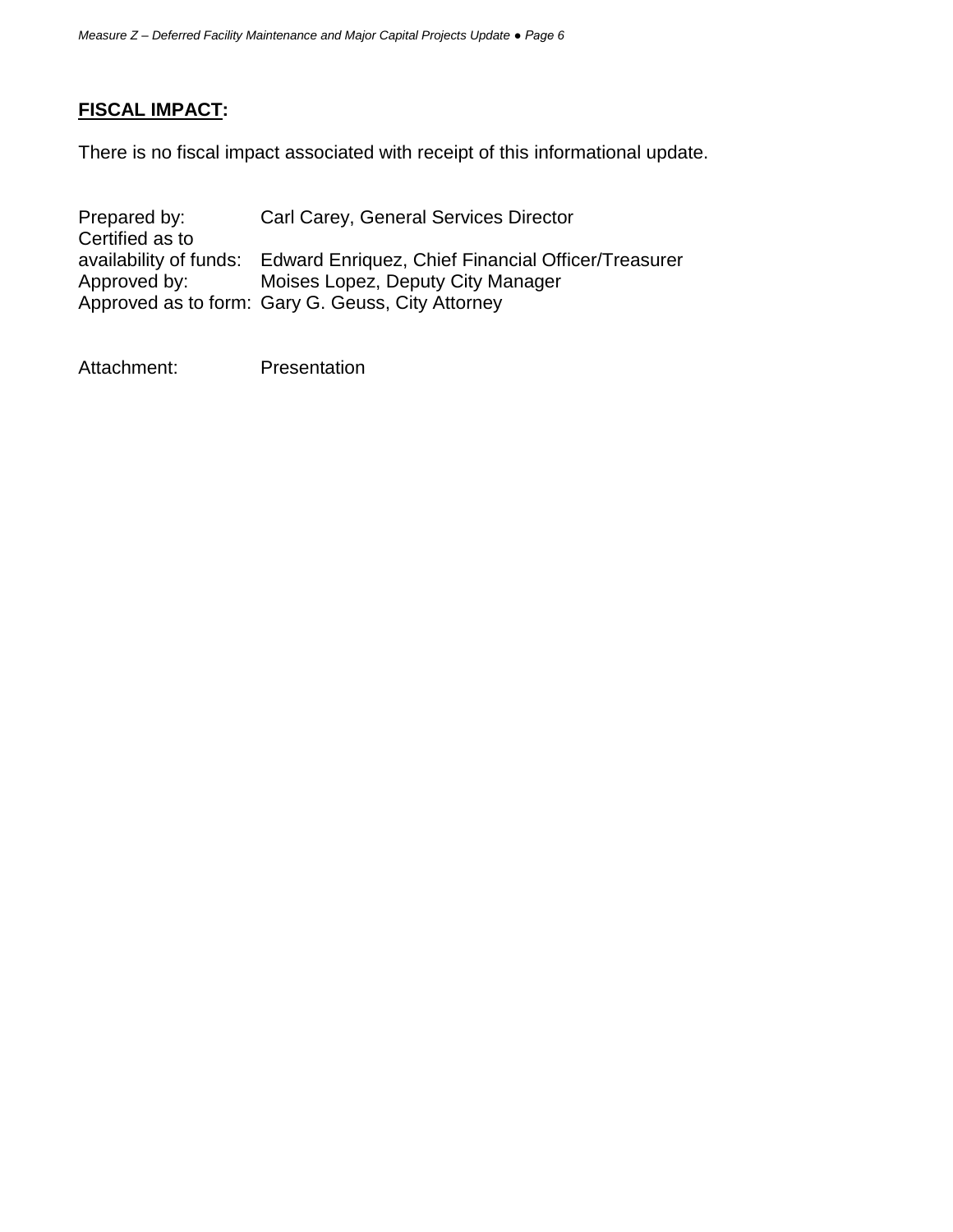## **FISCAL IMPACT:**

There is no fiscal impact associated with receipt of this informational update.

| | |
|---|---|
| Prepared by: | Carl Carey, General Services Director |
| Certified as to availability of funds: | Edward Enriquez, Chief Financial Officer/Treasurer |
| Approved by: | Moises Lopez, Deputy City Manager |
| Approved as to form: | Gary G. Geuss, City Attorney |

Attachment: Presentation